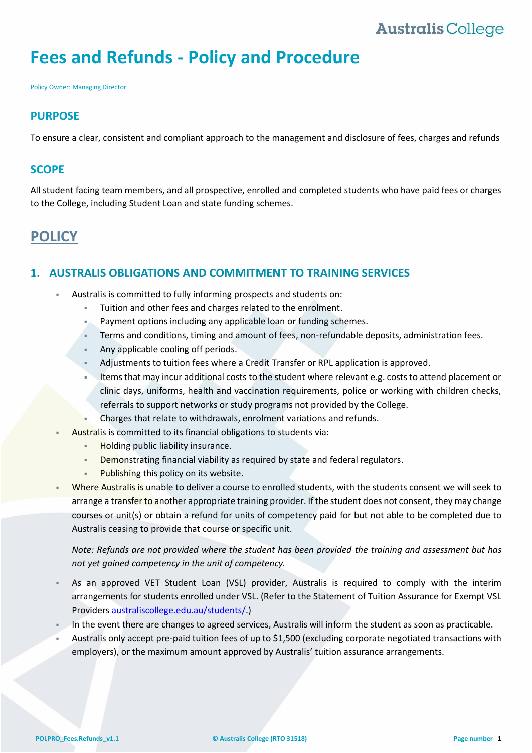# Fees and Refunds - Policy and Procedure

Policy Owner: Managing Director

## PURPOSE

To ensure a clear, consistent and compliant approach to the management and disclosure of fees, charges and refunds

## SCOPE

All student facing team members, and all prospective, enrolled and completed students who have paid fees or charges to the College, including Student Loan and state funding schemes.

# POLICY

## 1. AUSTRALIS OBLIGATIONS AND COMMITMENT TO TRAINING SERVICES

- Australis is committed to fully informing prospects and students on:
  - Tuition and other fees and charges related to the enrolment.
  - Payment options including any applicable loan or funding schemes.
  - Terms and conditions, timing and amount of fees, non-refundable deposits, administration fees.
  - Any applicable cooling off periods.
  - Adjustments to tuition fees where a Credit Transfer or RPL application is approved.
  - Items that may incur additional costs to the student where relevant e.g. costs to attend placement or clinic days, uniforms, health and vaccination requirements, police or working with children checks, referrals to support networks or study programs not provided by the College.
  - Charges that relate to withdrawals, enrolment variations and refunds.
- Australis is committed to its financial obligations to students via:
  - Holding public liability insurance.
  - Demonstrating financial viability as required by state and federal regulators.
  - Publishing this policy on its website.
- Where Australis is unable to deliver a course to enrolled students, with the students consent we will seek to arrange a transfer to another appropriate training provider. If the student does not consent, they may change courses or unit(s) or obtain a refund for units of competency paid for but not able to be completed due to Australis ceasing to provide that course or specific unit.

  *Note: Refunds are not provided where the student has been provided the training and assessment but has not yet gained competency in the unit of competency.*

- As an approved VET Student Loan (VSL) provider, Australis is required to comply with the interim arrangements for students enrolled under VSL. (Refer to the Statement of Tuition Assurance for Exempt VSL Providers australiscollege.edu.au/students/.)
- In the event there are changes to agreed services, Australis will inform the student as soon as practicable.
- Australis only accept pre-paid tuition fees of up to $1,500 (excluding corporate negotiated transactions with employers), or the maximum amount approved by Australis' tuition assurance arrangements.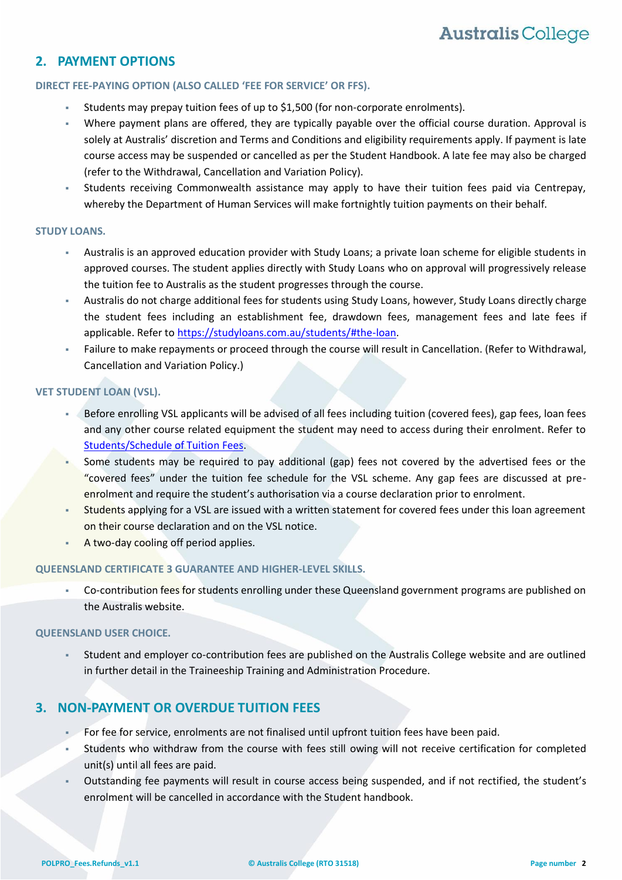## 2. PAYMENT OPTIONS

### DIRECT FEE-PAYING OPTION (ALSO CALLED 'FEE FOR SERVICE' OR FFS).

- Students may prepay tuition fees of up to $1,500 (for non-corporate enrolments).
- Where payment plans are offered, they are typically payable over the official course duration. Approval is solely at Australis' discretion and Terms and Conditions and eligibility requirements apply. If payment is late course access may be suspended or cancelled as per the Student Handbook. A late fee may also be charged (refer to the Withdrawal, Cancellation and Variation Policy).
- Students receiving Commonwealth assistance may apply to have their tuition fees paid via Centrepay, whereby the Department of Human Services will make fortnightly tuition payments on their behalf.

### STUDY LOANS.

- Australis is an approved education provider with Study Loans; a private loan scheme for eligible students in approved courses. The student applies directly with Study Loans who on approval will progressively release the tuition fee to Australis as the student progresses through the course.
- Australis do not charge additional fees for students using Study Loans, however, Study Loans directly charge the student fees including an establishment fee, drawdown fees, management fees and late fees if applicable. Refer to [https://studyloans.com.au/students/#the-loan](https://studyloans.com.au/students/#the-loan).
- Failure to make repayments or proceed through the course will result in Cancellation. (Refer to Withdrawal, Cancellation and Variation Policy.)

### VET STUDENT LOAN (VSL).

- Before enrolling VSL applicants will be advised of all fees including tuition (covered fees), gap fees, loan fees and any other course related equipment the student may need to access during their enrolment. Refer to Students/Schedule of Tuition Fees.
- Some students may be required to pay additional (gap) fees not covered by the advertised fees or the "covered fees" under the tuition fee schedule for the VSL scheme. Any gap fees are discussed at pre-enrolment and require the student's authorisation via a course declaration prior to enrolment.
- Students applying for a VSL are issued with a written statement for covered fees under this loan agreement on their course declaration and on the VSL notice.
- A two-day cooling off period applies.

### QUEENSLAND CERTIFICATE 3 GUARANTEE AND HIGHER-LEVEL SKILLS.

- Co-contribution fees for students enrolling under these Queensland government programs are published on the Australis website.

### QUEENSLAND USER CHOICE.

- Student and employer co-contribution fees are published on the Australis College website and are outlined in further detail in the Traineeship Training and Administration Procedure.

## 3. NON-PAYMENT OR OVERDUE TUITION FEES

- For fee for service, enrolments are not finalised until upfront tuition fees have been paid.
- Students who withdraw from the course with fees still owing will not receive certification for completed unit(s) until all fees are paid.
- Outstanding fee payments will result in course access being suspended, and if not rectified, the student's enrolment will be cancelled in accordance with the Student handbook.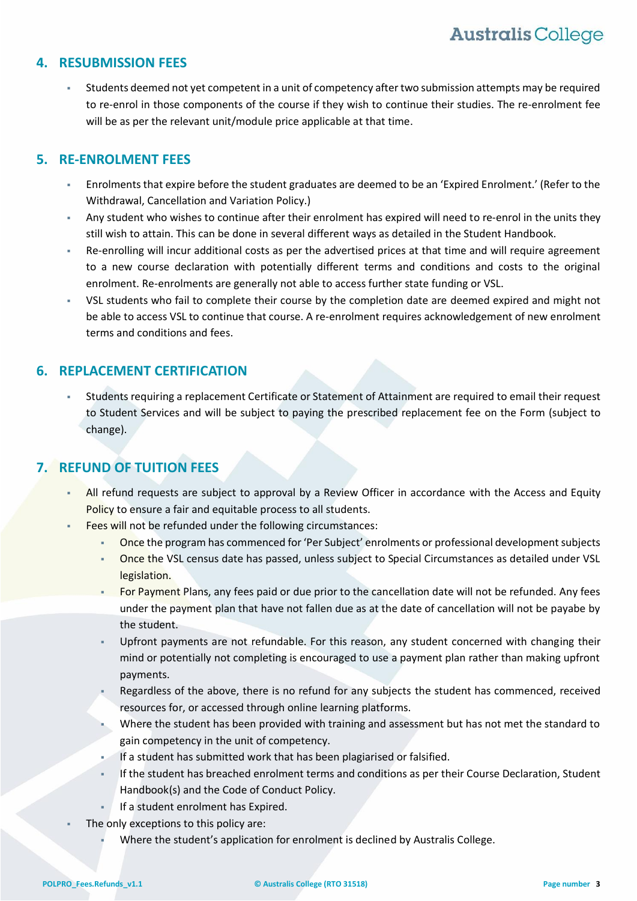## 4. RESUBMISSION FEES

- Students deemed not yet competent in a unit of competency after two submission attempts may be required to re-enrol in those components of the course if they wish to continue their studies. The re-enrolment fee will be as per the relevant unit/module price applicable at that time.

## 5. RE-ENROLMENT FEES

- Enrolments that expire before the student graduates are deemed to be an 'Expired Enrolment.' (Refer to the Withdrawal, Cancellation and Variation Policy.)
- Any student who wishes to continue after their enrolment has expired will need to re-enrol in the units they still wish to attain. This can be done in several different ways as detailed in the Student Handbook.
- Re-enrolling will incur additional costs as per the advertised prices at that time and will require agreement to a new course declaration with potentially different terms and conditions and costs to the original enrolment. Re-enrolments are generally not able to access further state funding or VSL.
- VSL students who fail to complete their course by the completion date are deemed expired and might not be able to access VSL to continue that course. A re-enrolment requires acknowledgement of new enrolment terms and conditions and fees.

## 6. REPLACEMENT CERTIFICATION

- Students requiring a replacement Certificate or Statement of Attainment are required to email their request to Student Services and will be subject to paying the prescribed replacement fee on the Form (subject to change).

## 7. REFUND OF TUITION FEES

- All refund requests are subject to approval by a Review Officer in accordance with the Access and Equity Policy to ensure a fair and equitable process to all students.
- Fees will not be refunded under the following circumstances:
  - Once the program has commenced for 'Per Subject' enrolments or professional development subjects
  - Once the VSL census date has passed, unless subject to Special Circumstances as detailed under VSL legislation.
  - For Payment Plans, any fees paid or due prior to the cancellation date will not be refunded. Any fees under the payment plan that have not fallen due as at the date of cancellation will not be payabe by the student.
  - Upfront payments are not refundable. For this reason, any student concerned with changing their mind or potentially not completing is encouraged to use a payment plan rather than making upfront payments.
  - Regardless of the above, there is no refund for any subjects the student has commenced, received resources for, or accessed through online learning platforms.
  - Where the student has been provided with training and assessment but has not met the standard to gain competency in the unit of competency.
  - If a student has submitted work that has been plagiarised or falsified.
  - If the student has breached enrolment terms and conditions as per their Course Declaration, Student Handbook(s) and the Code of Conduct Policy.
  - If a student enrolment has Expired.
- The only exceptions to this policy are:
  - Where the student's application for enrolment is declined by Australis College.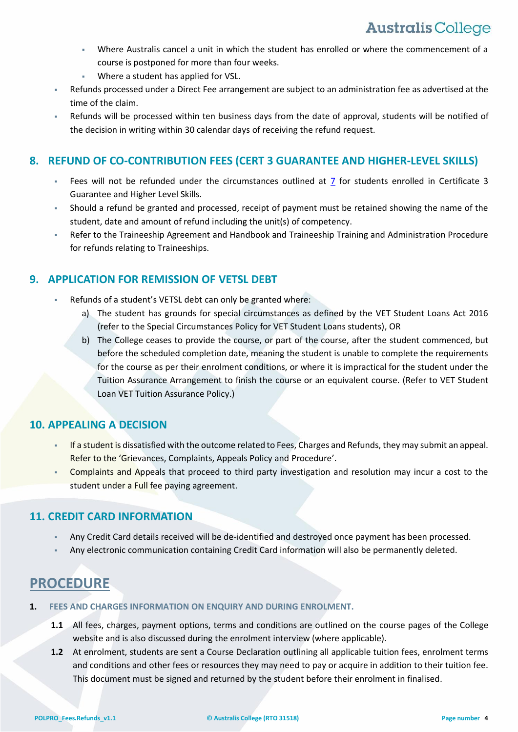- Where Australis cancel a unit in which the student has enrolled or where the commencement of a course is postponed for more than four weeks.
    - Where a student has applied for VSL.
- Refunds processed under a Direct Fee arrangement are subject to an administration fee as advertised at the time of the claim.
- Refunds will be processed within ten business days from the date of approval, students will be notified of the decision in writing within 30 calendar days of receiving the refund request.

## 8. REFUND OF CO-CONTRIBUTION FEES (CERT 3 GUARANTEE AND HIGHER-LEVEL SKILLS)

- Fees will not be refunded under the circumstances outlined at 7 for students enrolled in Certificate 3 Guarantee and Higher Level Skills.
- Should a refund be granted and processed, receipt of payment must be retained showing the name of the student, date and amount of refund including the unit(s) of competency.
- Refer to the Traineeship Agreement and Handbook and Traineeship Training and Administration Procedure for refunds relating to Traineeships.

## 9. APPLICATION FOR REMISSION OF VETSL DEBT

- Refunds of a student's VETSL debt can only be granted where:
    a) The student has grounds for special circumstances as defined by the VET Student Loans Act 2016 (refer to the Special Circumstances Policy for VET Student Loans students), OR
    b) The College ceases to provide the course, or part of the course, after the student commenced, but before the scheduled completion date, meaning the student is unable to complete the requirements for the course as per their enrolment conditions, or where it is impractical for the student under the Tuition Assurance Arrangement to finish the course or an equivalent course. (Refer to VET Student Loan VET Tuition Assurance Policy.)

## 10. APPEALING A DECISION

- If a student is dissatisfied with the outcome related to Fees, Charges and Refunds, they may submit an appeal. Refer to the 'Grievances, Complaints, Appeals Policy and Procedure'.
- Complaints and Appeals that proceed to third party investigation and resolution may incur a cost to the student under a Full fee paying agreement.

## 11. CREDIT CARD INFORMATION

- Any Credit Card details received will be de-identified and destroyed once payment has been processed.
- Any electronic communication containing Credit Card information will also be permanently deleted.

# PROCEDURE

### 1. FEES AND CHARGES INFORMATION ON ENQUIRY AND DURING ENROLMENT.

**1.1** All fees, charges, payment options, terms and conditions are outlined on the course pages of the College website and is also discussed during the enrolment interview (where applicable).

**1.2** At enrolment, students are sent a Course Declaration outlining all applicable tuition fees, enrolment terms and conditions and other fees or resources they may need to pay or acquire in addition to their tuition fee. This document must be signed and returned by the student before their enrolment in finalised.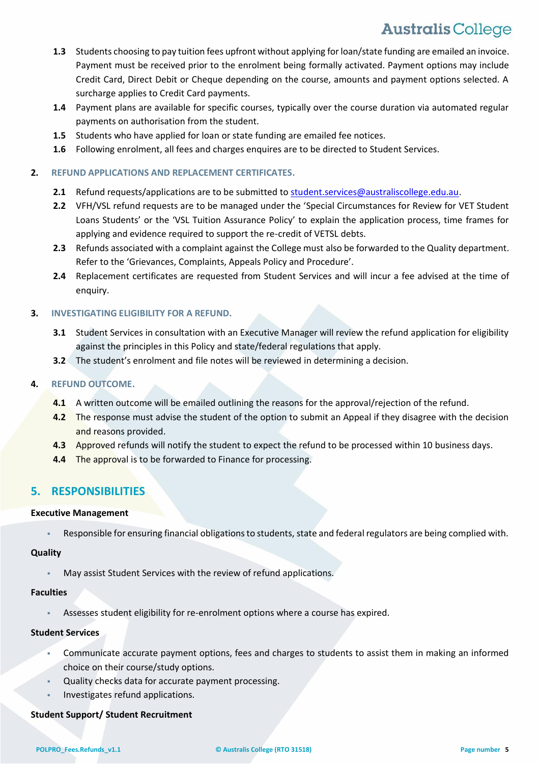**1.3** Students choosing to pay tuition fees upfront without applying for loan/state funding are emailed an invoice. Payment must be received prior to the enrolment being formally activated. Payment options may include Credit Card, Direct Debit or Cheque depending on the course, amounts and payment options selected. A surcharge applies to Credit Card payments.

**1.4** Payment plans are available for specific courses, typically over the course duration via automated regular payments on authorisation from the student.

**1.5** Students who have applied for loan or state funding are emailed fee notices.

**1.6** Following enrolment, all fees and charges enquires are to be directed to Student Services.

**2. REFUND APPLICATIONS AND REPLACEMENT CERTIFICATES.**

**2.1** Refund requests/applications are to be submitted to student.services@australiscollege.edu.au.

**2.2** VFH/VSL refund requests are to be managed under the 'Special Circumstances for Review for VET Student Loans Students' or the 'VSL Tuition Assurance Policy' to explain the application process, time frames for applying and evidence required to support the re-credit of VETSL debts.

**2.3** Refunds associated with a complaint against the College must also be forwarded to the Quality department. Refer to the 'Grievances, Complaints, Appeals Policy and Procedure'.

**2.4** Replacement certificates are requested from Student Services and will incur a fee advised at the time of enquiry.

**3. INVESTIGATING ELIGIBILITY FOR A REFUND.**

**3.1** Student Services in consultation with an Executive Manager will review the refund application for eligibility against the principles in this Policy and state/federal regulations that apply.

**3.2** The student's enrolment and file notes will be reviewed in determining a decision.

**4. REFUND OUTCOME.**

**4.1** A written outcome will be emailed outlining the reasons for the approval/rejection of the refund.

**4.2** The response must advise the student of the option to submit an Appeal if they disagree with the decision and reasons provided.

**4.3** Approved refunds will notify the student to expect the refund to be processed within 10 business days.

**4.4** The approval is to be forwarded to Finance for processing.

## 5. RESPONSIBILITIES

**Executive Management**

- Responsible for ensuring financial obligations to students, state and federal regulators are being complied with.

**Quality**

- May assist Student Services with the review of refund applications.

**Faculties**

- Assesses student eligibility for re-enrolment options where a course has expired.

**Student Services**

- Communicate accurate payment options, fees and charges to students to assist them in making an informed choice on their course/study options.
- Quality checks data for accurate payment processing.
- Investigates refund applications.

**Student Support/ Student Recruitment**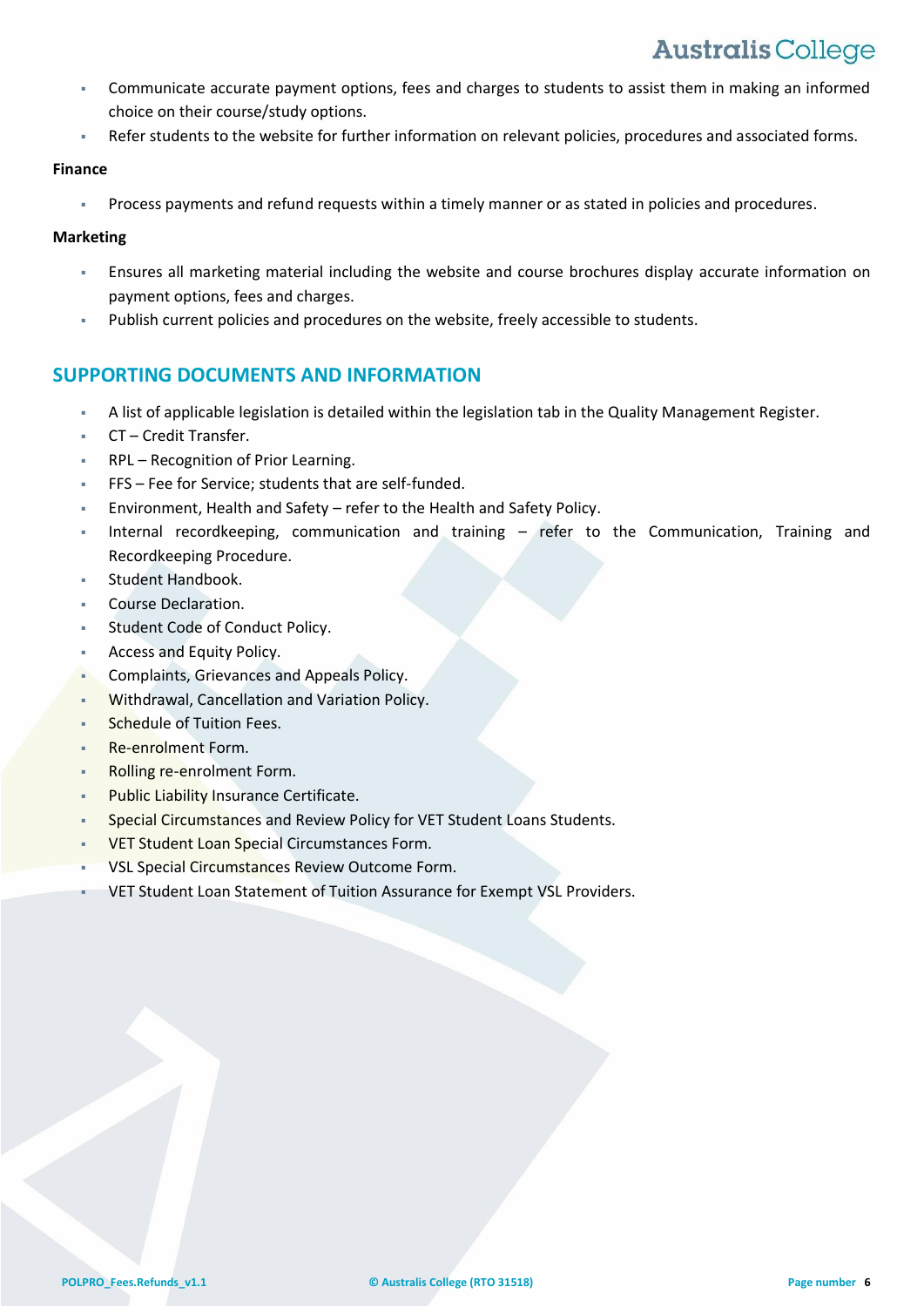- Communicate accurate payment options, fees and charges to students to assist them in making an informed choice on their course/study options.
- Refer students to the website for further information on relevant policies, procedures and associated forms.

**Finance**

- Process payments and refund requests within a timely manner or as stated in policies and procedures.

**Marketing**

- Ensures all marketing material including the website and course brochures display accurate information on payment options, fees and charges.
- Publish current policies and procedures on the website, freely accessible to students.

## SUPPORTING DOCUMENTS AND INFORMATION

- A list of applicable legislation is detailed within the legislation tab in the Quality Management Register.
- CT – Credit Transfer.
- RPL – Recognition of Prior Learning.
- FFS – Fee for Service; students that are self-funded.
- Environment, Health and Safety – refer to the Health and Safety Policy.
- Internal recordkeeping, communication and training – refer to the Communication, Training and Recordkeeping Procedure.
- Student Handbook.
- Course Declaration.
- Student Code of Conduct Policy.
- Access and Equity Policy.
- Complaints, Grievances and Appeals Policy.
- Withdrawal, Cancellation and Variation Policy.
- Schedule of Tuition Fees.
- Re-enrolment Form.
- Rolling re-enrolment Form.
- Public Liability Insurance Certificate.
- Special Circumstances and Review Policy for VET Student Loans Students.
- VET Student Loan Special Circumstances Form.
- VSL Special Circumstances Review Outcome Form.
- VET Student Loan Statement of Tuition Assurance for Exempt VSL Providers.